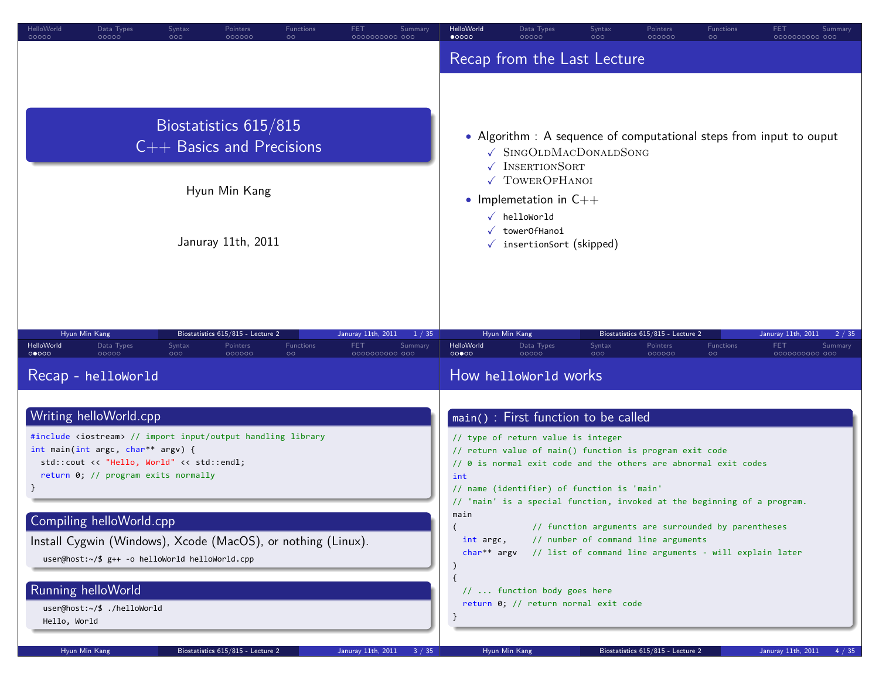# Biostatistics 615/815
## C++ Basics and Precisions

Hyun Min Kang

Januray 11th, 2011

## Recap from the Last Lecture

- Algorithm : A sequence of computational steps from input to ouput
  - ✓ SINGOLDMACDONALDSONG
  - ✓ INSERTIONSORT
  - ✓ TOWEROFHANOI
- Implemetation in C++
  - ✓ `helloWorld`
  - ✓ `towerOfHanoi`
  - ✓ `insertionSort` (skipped)

## Recap - `helloWorld`

### Writing helloWorld.cpp

```
#include <iostream> // import input/output handling library
int main(int argc, char** argv) {
  std::cout << "Hello, World" << std::endl;
  return 0; // program exits normally
}
```

### Compiling helloWorld.cpp

Install Cygwin (Windows), Xcode (MacOS), or nothing (Linux).

```
user@host:~/$ g++ -o helloWorld helloWorld.cpp
```

### Running helloWorld

```
user@host:~/$ ./helloWorld
Hello, World
```

## How `helloWorld` works

### `main()` : First function to be called

```
// type of return value is integer
// return value of main() function is program exit code
// 0 is normal exit code and the others are abnormal exit codes
int
// name (identifier) of function is 'main'
// 'main' is a special function, invoked at the beginning of a program.
main
(               // function arguments are surrounded by parentheses
  int argc,     // number of command line arguments
  char** argv   // list of command line arguments - will explain later
)
{
  // ... function body goes here
  return 0; // return normal exit code
}
```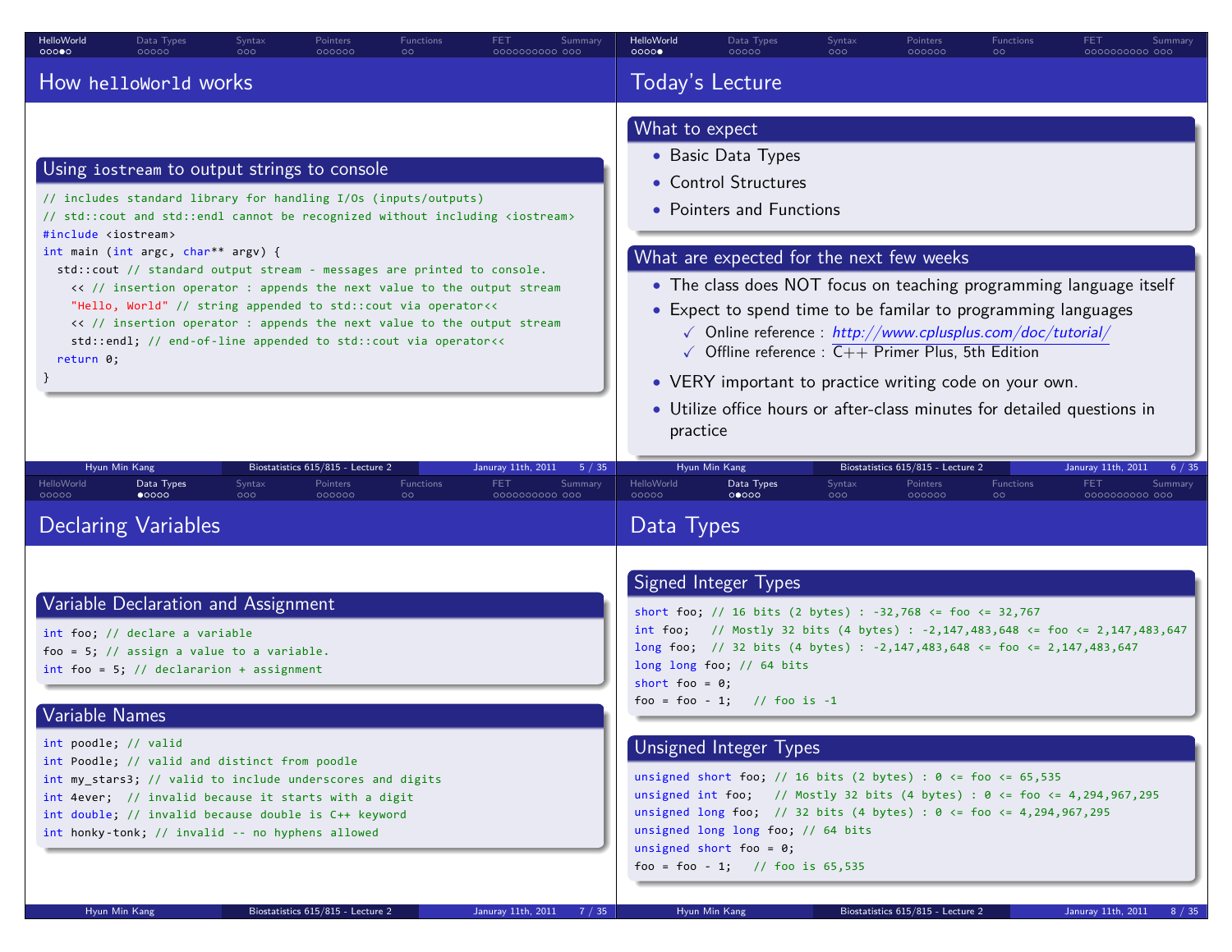## How helloWorld works

### Using iostream to output strings to console

```
// includes standard library for handling I/Os (inputs/outputs)
// std::cout and std::endl cannot be recognized without including <iostream>
#include <iostream>
int main (int argc, char** argv) {
  std::cout // standard output stream - messages are printed to console.
    << // insertion operator : appends the next value to the output stream
    "Hello, World" // string appended to std::cout via operator<<
    << // insertion operator : appends the next value to the output stream
    std::endl; // end-of-line appended to std::cout via operator<<
  return 0;
}
```

## Today's Lecture

### What to expect

- Basic Data Types
- Control Structures
- Pointers and Functions

### What are expected for the next few weeks

- The class does NOT focus on teaching programming language itself
- Expect to spend time to be familar to programming languages
  - ✓ Online reference : *http://www.cplusplus.com/doc/tutorial/*
  - ✓ Offline reference : C++ Primer Plus, 5th Edition
- VERY important to practice writing code on your own.
- Utilize office hours or after-class minutes for detailed questions in practice

## Declaring Variables

### Variable Declaration and Assignment

```
int foo; // declare a variable
foo = 5; // assign a value to a variable.
int foo = 5; // declararion + assignment
```

### Variable Names

```
int poodle; // valid
int Poodle; // valid and distinct from poodle
int my_stars3; // valid to include underscores and digits
int 4ever;  // invalid because it starts with a digit
int double; // invalid because double is C++ keyword
int honky-tonk; // invalid -- no hyphens allowed
```

## Data Types

### Signed Integer Types

```
short foo; // 16 bits (2 bytes) : -32,768 <= foo <= 32,767
int foo;   // Mostly 32 bits (4 bytes) : -2,147,483,648 <= foo <= 2,147,483,647
long foo;  // 32 bits (4 bytes) : -2,147,483,648 <= foo <= 2,147,483,647
long long foo; // 64 bits
short foo = 0;
foo = foo - 1;   // foo is -1
```

### Unsigned Integer Types

```
unsigned short foo; // 16 bits (2 bytes) : 0 <= foo <= 65,535
unsigned int foo;   // Mostly 32 bits (4 bytes) : 0 <= foo <= 4,294,967,295
unsigned long foo;  // 32 bits (4 bytes) : 0 <= foo <= 4,294,967,295
unsigned long long foo; // 64 bits
unsigned short foo = 0;
foo = foo - 1;   // foo is 65,535
```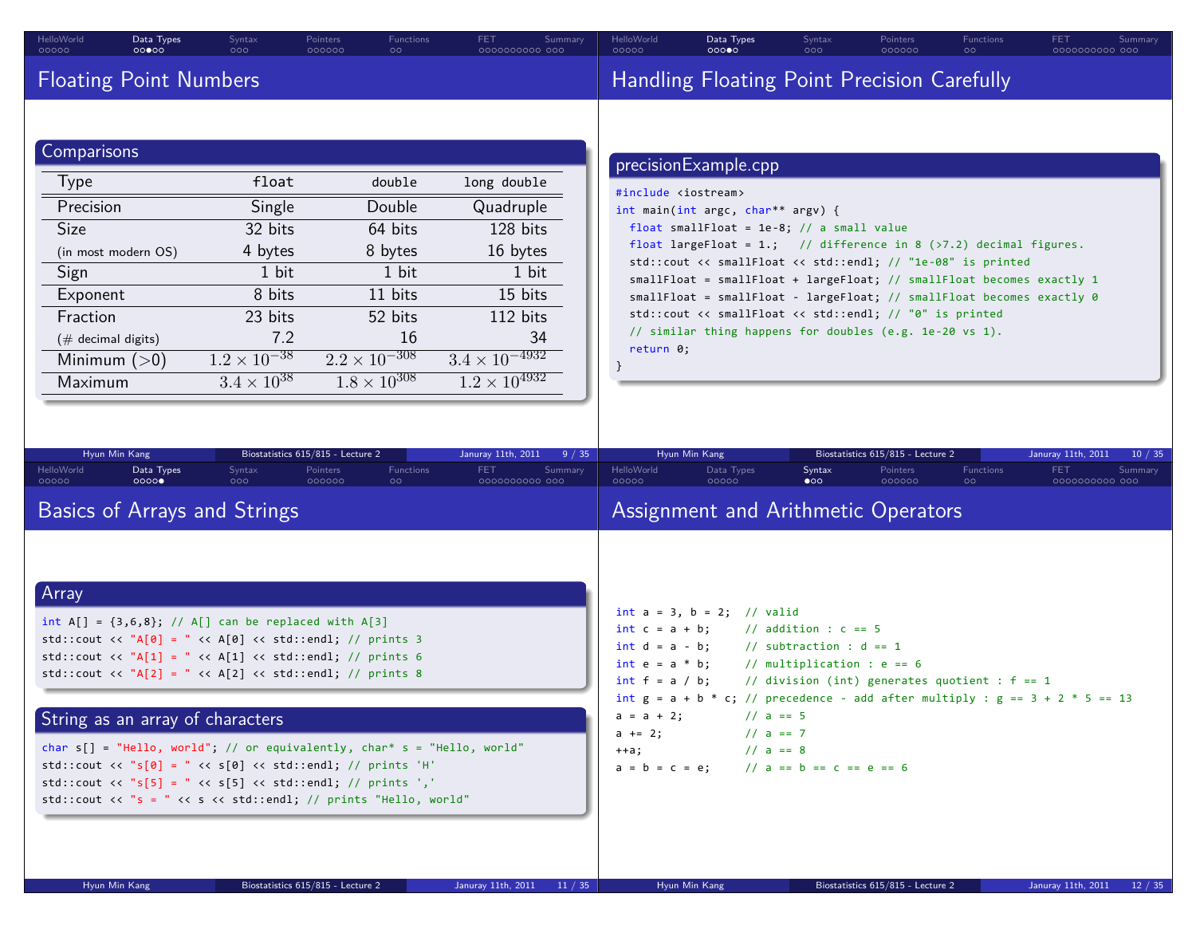## Floating Point Numbers

### Comparisons

| Type | `float` | `double` | `long double` |
|---|---|---|---|
| Precision | Single | Double | Quadruple |
| Size | 32 bits | 64 bits | 128 bits |
| (in most modern OS) | 4 bytes | 8 bytes | 16 bytes |
| Sign | 1 bit | 1 bit | 1 bit |
| Exponent | 8 bits | 11 bits | 15 bits |
| Fraction | 23 bits | 52 bits | 112 bits |
| (# decimal digits) | 7.2 | 16 | 34 |
| Minimum (>0) | $1.2 \times 10^{-38}$ | $2.2 \times 10^{-308}$ | $3.4 \times 10^{-4932}$ |
| Maximum | $3.4 \times 10^{38}$ | $1.8 \times 10^{308}$ | $1.2 \times 10^{4932}$ |

## Handling Floating Point Precision Carefully

### precisionExample.cpp

```
#include <iostream>
int main(int argc, char** argv) {
  float smallFloat = 1e-8; // a small value
  float largeFloat = 1.;   // difference in 8 (>7.2) decimal figures.
  std::cout << smallFloat << std::endl; // "1e-08" is printed
  smallFloat = smallFloat + largeFloat; // smallFloat becomes exactly 1
  smallFloat = smallFloat - largeFloat; // smallFloat becomes exactly 0
  std::cout << smallFloat << std::endl; // "0" is printed
  // similar thing happens for doubles (e.g. 1e-20 vs 1).
  return 0;
}
```

## Basics of Arrays and Strings

### Array

```
int A[] = {3,6,8}; // A[] can be replaced with A[3]
std::cout << "A[0] = " << A[0] << std::endl; // prints 3
std::cout << "A[1] = " << A[1] << std::endl; // prints 6
std::cout << "A[2] = " << A[2] << std::endl; // prints 8
```

### String as an array of characters

```
char s[] = "Hello, world"; // or equivalently, char* s = "Hello, world"
std::cout << "s[0] = " << s[0] << std::endl; // prints 'H'
std::cout << "s[5] = " << s[5] << std::endl; // prints ','
std::cout << "s = " << s << std::endl; // prints "Hello, world"
```

## Assignment and Arithmetic Operators

```
int a = 3, b = 2;  // valid
int c = a + b;     // addition : c == 5
int d = a - b;     // subtraction : d == 1
int e = a * b;     // multiplication : e == 6
int f = a / b;     // division (int) generates quotient : f == 1
int g = a + b * c; // precedence - add after multiply : g == 3 + 2 * 5 == 13
a = a + 2;         // a == 5
a += 2;            // a == 7
++a;               // a == 8
a = b = c = e;     // a == b == c == e == 6
```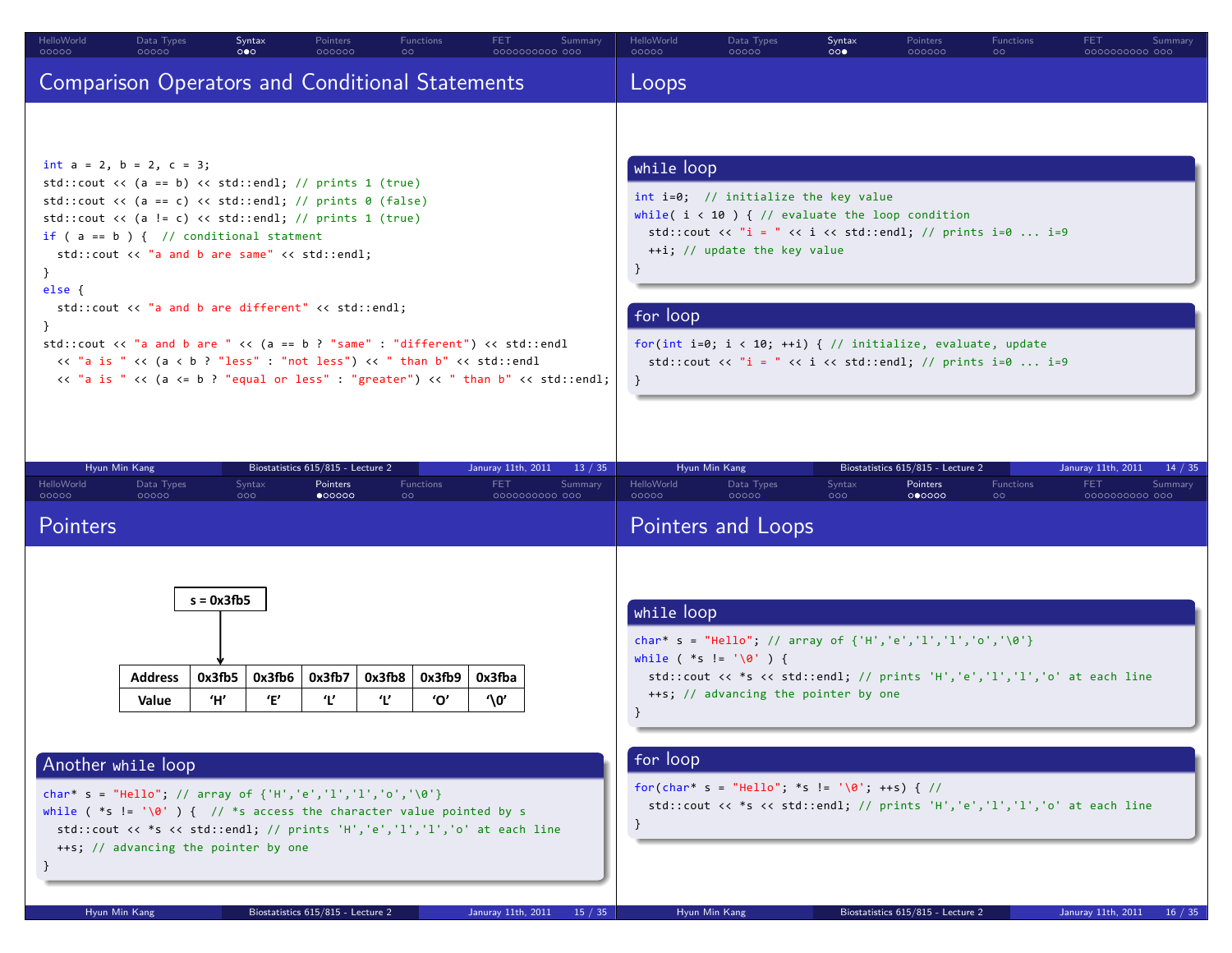# Comparison Operators and Conditional Statements

```
int a = 2, b = 2, c = 3;
std::cout << (a == b) << std::endl; // prints 1 (true)
std::cout << (a == c) << std::endl; // prints 0 (false)
std::cout << (a != c) << std::endl; // prints 1 (true)
if ( a == b ) {  // conditional statment
  std::cout << "a and b are same" << std::endl;
}
else {
  std::cout << "a and b are different" << std::endl;
}
std::cout << "a and b are " << (a == b ? "same" : "different") << std::endl
  << "a is " << (a < b ? "less" : "not less") << " than b" << std::endl
  << "a is " << (a <= b ? "equal or less" : "greater") << " than b" << std::endl;
```

# Loops

## while loop

```
int i=0;  // initialize the key value
while( i < 10 ) { // evaluate the loop condition
  std::cout << "i = " << i << std::endl; // prints i=0 ... i=9
  ++i; // update the key value
}
```

## for loop

```
for(int i=0; i < 10; ++i) { // initialize, evaluate, update
  std::cout << "i = " << i << std::endl; // prints i=0 ... i=9
}
```

# Pointers

s = 0x3fb5

| Address | 0x3fb5 | 0x3fb6 | 0x3fb7 | 0x3fb8 | 0x3fb9 | 0x3fba |
|---|---|---|---|---|---|---|
| Value | 'H' | 'E' | 'L' | 'L' | 'O' | '\0' |

## Another while loop

```
char* s = "Hello"; // array of {'H','e','l','l','o','\0'}
while ( *s != '\0' ) {  // *s access the character value pointed by s
  std::cout << *s << std::endl; // prints 'H','e','l','l','o' at each line
  ++s; // advancing the pointer by one
}
```

# Pointers and Loops

## while loop

```
char* s = "Hello"; // array of {'H','e','l','l','o','\0'}
while ( *s != '\0' ) {
  std::cout << *s << std::endl; // prints 'H','e','l','l','o' at each line
  ++s; // advancing the pointer by one
}
```

## for loop

```
for(char* s = "Hello"; *s != '\0'; ++s) { //
  std::cout << *s << std::endl; // prints 'H','e','l','l','o' at each line
}
```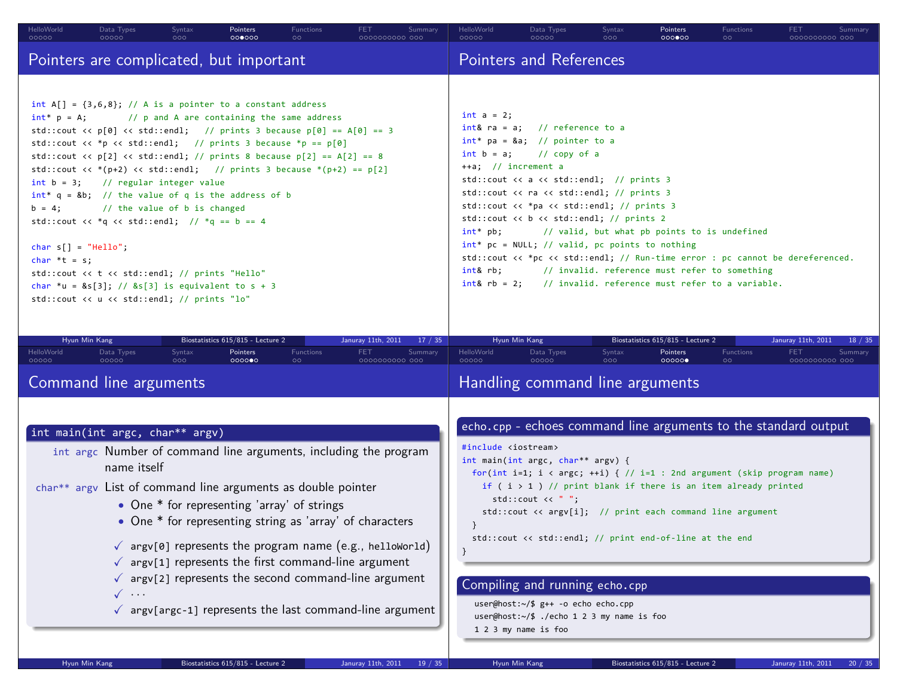## Pointers are complicated, but important

```
int A[] = {3,6,8}; // A is a pointer to a constant address
int* p = A;        // p and A are containing the same address
std::cout << p[0] << std::endl;   // prints 3 because p[0] == A[0] == 3
std::cout << *p << std::endl;   // prints 3 because *p == p[0]
std::cout << p[2] << std::endl; // prints 8 because p[2] == A[2] == 8
std::cout << *(p+2) << std::endl;   // prints 3 because *(p+2) == p[2]
int b = 3;    // regular integer value
int* q = &b;  // the value of q is the address of b
b = 4;        // the value of b is changed
std::cout << *q << std::endl;  // *q == b == 4

char s[] = "Hello";
char *t = s;
std::cout << t << std::endl; // prints "Hello"
char *u = &s[3]; // &s[3] is equivalent to s + 3
std::cout << u << std::endl; // prints "lo"
```

## Pointers and References

```
int a = 2;
int& ra = a;   // reference to a
int* pa = &a;  // pointer to a
int b = a;     // copy of a
++a;  // increment a
std::cout << a << std::endl;  // prints 3
std::cout << ra << std::endl; // prints 3
std::cout << *pa << std::endl; // prints 3
std::cout << b << std::endl; // prints 2
int* pb;        // valid, but what pb points to is undefined
int* pc = NULL; // valid, pc points to nothing
std::cout << *pc << std::endl; // Run-time error : pc cannot be dereferenced.
int& rb;        // invalid. reference must refer to something
int& rb = 2;    // invalid. reference must refer to a variable.
```

## Command line arguments

**`int main(int argc, char** argv)`**

- `int argc` Number of command line arguments, including the program name itself
- `char** argv` List of command line arguments as double pointer
  - One * for representing 'array' of strings
  - One * for representing string as 'array' of characters

✓ `argv[0]` represents the program name (e.g., `helloWorld`)
✓ `argv[1]` represents the first command-line argument
✓ `argv[2]` represents the second command-line argument
✓ ···
✓ `argv[argc-1]` represents the last command-line argument

## Handling command line arguments

**`echo.cpp` - echoes command line arguments to the standard output**

```
#include <iostream>
int main(int argc, char** argv) {
  for(int i=1; i < argc; ++i) { // i=1 : 2nd argument (skip program name)
    if ( i > 1 ) // print blank if there is an item already printed
      std::cout << " ";
    std::cout << argv[i];  // print each command line argument
  }
  std::cout << std::endl; // print end-of-line at the end
}
```

**Compiling and running `echo.cpp`**

```
user@host:~/$ g++ -o echo echo.cpp
user@host:~/$ ./echo 1 2 3 my name is foo
1 2 3 my name is foo
```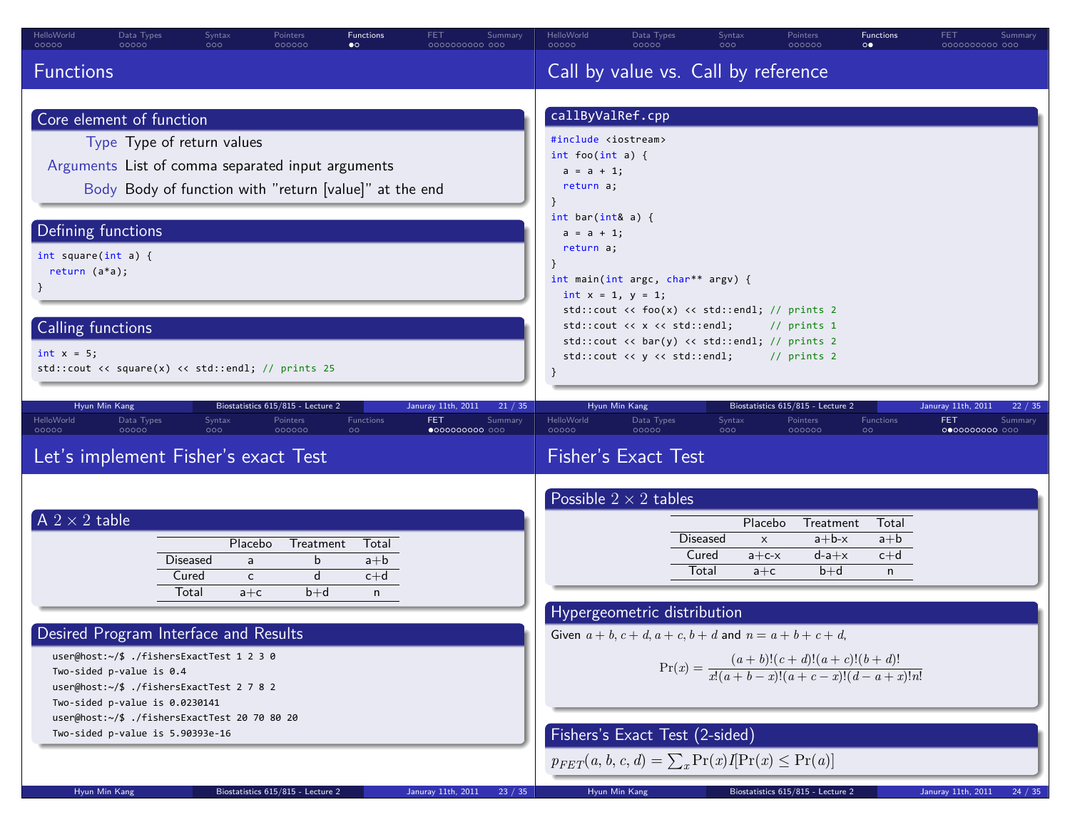## Functions

### Core element of function

- **Type** Type of return values
- **Arguments** List of comma separated input arguments
- **Body** Body of function with "return [value]" at the end

### Defining functions

```
int square(int a) {
  return (a*a);
}
```

### Calling functions

```
int x = 5;
std::cout << square(x) << std::endl; // prints 25
```

## Call by value vs. Call by reference

### callByValRef.cpp

```
#include <iostream>
int foo(int a) {
  a = a + 1;
  return a;
}
int bar(int& a) {
  a = a + 1;
  return a;
}
int main(int argc, char** argv) {
  int x = 1, y = 1;
  std::cout << foo(x) << std::endl; // prints 2
  std::cout << x << std::endl;      // prints 1
  std::cout << bar(y) << std::endl; // prints 2
  std::cout << y << std::endl;      // prints 2
}
```

## Let's implement Fisher's exact Test

### A $2 \times 2$ table

| | Placebo | Treatment | Total |
|---|---|---|---|
| Diseased | a | b | a+b |
| Cured | c | d | c+d |
| Total | a+c | b+d | n |

### Desired Program Interface and Results

```
user@host:~/$ ./fishersExactTest 1 2 3 0
Two-sided p-value is 0.4
user@host:~/$ ./fishersExactTest 2 7 8 2
Two-sided p-value is 0.0230141
user@host:~/$ ./fishersExactTest 20 70 80 20
Two-sided p-value is 5.90393e-16
```

## Fisher's Exact Test

### Possible $2 \times 2$ tables

| | Placebo | Treatment | Total |
|---|---|---|---|
| Diseased | x | a+b-x | a+b |
| Cured | a+c-x | d-a+x | c+d |
| Total | a+c | b+d | n |

### Hypergeometric distribution

Given $a + b, c + d, a + c, b + d$ and $n = a + b + c + d$,

$$\Pr(x) = \frac{(a+b)!(c+d)!(a+c)!(b+d)!}{x!(a+b-x)!(a+c-x)!(d-a+x)!n!}$$

### Fishers's Exact Test (2-sided)

$p_{FET}(a, b, c, d) = \sum_x \Pr(x) I[\Pr(x) \leq \Pr(a)]$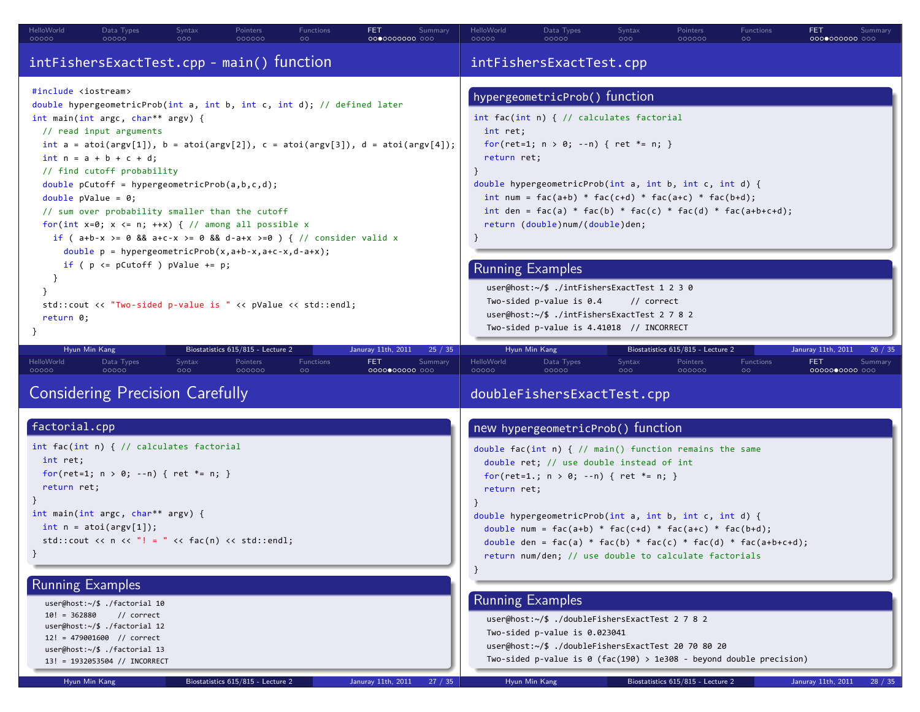## intFishersExactTest.cpp - main() function

```
#include <iostream>
double hypergeometricProb(int a, int b, int c, int d); // defined later
int main(int argc, char** argv) {
  // read input arguments
  int a = atoi(argv[1]), b = atoi(argv[2]), c = atoi(argv[3]), d = atoi(argv[4]);
  int n = a + b + c + d;
  // find cutoff probability
  double pCutoff = hypergeometricProb(a,b,c,d);
  double pValue = 0;
  // sum over probability smaller than the cutoff
  for(int x=0; x <= n; ++x) { // among all possible x
    if ( a+b-x >= 0 && a+c-x >= 0 && d-a+x >=0 ) { // consider valid x
      double p = hypergeometricProb(x,a+b-x,a+c-x,d-a+x);
      if ( p <= pCutoff ) pValue += p;
    }
  }
  std::cout << "Two-sided p-value is " << pValue << std::endl;
  return 0;
}
```

## intFishersExactTest.cpp

### hypergeometricProb() function

```
int fac(int n) { // calculates factorial
  int ret;
  for(ret=1; n > 0; --n) { ret *= n; }
  return ret;
}
double hypergeometricProb(int a, int b, int c, int d) {
  int num = fac(a+b) * fac(c+d) * fac(a+c) * fac(b+d);
  int den = fac(a) * fac(b) * fac(c) * fac(d) * fac(a+b+c+d);
  return (double)num/(double)den;
}
```

### Running Examples

```
user@host:~/$ ./intFishersExactTest 1 2 3 0
Two-sided p-value is 0.4      // correct
user@host:~/$ ./intFishersExactTest 2 7 8 2
Two-sided p-value is 4.41018  // INCORRECT
```

## Considering Precision Carefully

### factorial.cpp

```
int fac(int n) { // calculates factorial
  int ret;
  for(ret=1; n > 0; --n) { ret *= n; }
  return ret;
}
int main(int argc, char** argv) {
  int n = atoi(argv[1]);
  std::cout << n << "! = " << fac(n) << std::endl;
}
```

### Running Examples

```
user@host:~/$ ./factorial 10
10! = 362880     // correct
user@host:~/$ ./factorial 12
12! = 479001600  // correct
user@host:~/$ ./factorial 13
13! = 1932053504 // INCORRECT
```

## doubleFishersExactTest.cpp

### new hypergeometricProb() function

```
double fac(int n) { // main() function remains the same
  double ret; // use double instead of int
  for(ret=1.; n > 0; --n) { ret *= n; }
  return ret;
}
double hypergeometricProb(int a, int b, int c, int d) {
  double num = fac(a+b) * fac(c+d) * fac(a+c) * fac(b+d);
  double den = fac(a) * fac(b) * fac(c) * fac(d) * fac(a+b+c+d);
  return num/den; // use double to calculate factorials
}
```

### Running Examples

```
user@host:~/$ ./doubleFishersExactTest 2 7 8 2
Two-sided p-value is 0.023041
user@host:~/$ ./doubleFishersExactTest 20 70 80 20
Two-sided p-value is 0 (fac(190) > 1e308 - beyond double precision)
```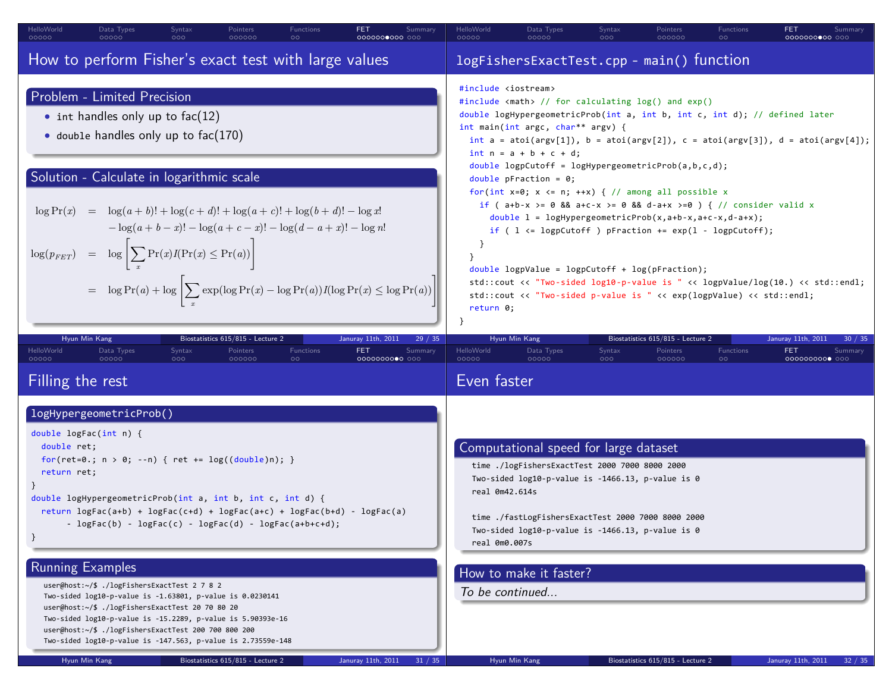# How to perform Fisher's exact test with large values

## Problem - Limited Precision

- `int` handles only up to fac(12)
- `double` handles only up to fac(170)

## Solution - Calculate in logarithmic scale

$$
\begin{aligned}
\log \Pr(x) &= \log(a+b)! + \log(c+d)! + \log(a+c)! + \log(b+d)! - \log x! \\
&\quad - \log(a+b-x)! - \log(a+c-x)! - \log(d-a+x)! - \log n! \\
\log(p_{FET}) &= \log\left[\sum_x \Pr(x) I(\Pr(x) \le \Pr(a))\right] \\
&= \log \Pr(a) + \log\left[\sum_x \exp(\log \Pr(x) - \log \Pr(a)) I(\log \Pr(x) \le \log \Pr(a))\right]
\end{aligned}
$$

# logFishersExactTest.cpp - main() function

```
#include <iostream>
#include <math> // for calculating log() and exp()
double logHypergeometricProb(int a, int b, int c, int d); // defined later
int main(int argc, char** argv) {
  int a = atoi(argv[1]), b = atoi(argv[2]), c = atoi(argv[3]), d = atoi(argv[4]);
  int n = a + b + c + d;
  double logpCutoff = logHypergeometricProb(a,b,c,d);
  double pFraction = 0;
  for(int x=0; x <= n; ++x) { // among all possible x
    if ( a+b-x >= 0 && a+c-x >= 0 && d-a+x >=0 ) { // consider valid x
      double l = logHypergeometricProb(x,a+b-x,a+c-x,d-a+x);
      if ( l <= logpCutoff ) pFraction += exp(l - logpCutoff);
    }
  }
  double logpValue = logpCutoff + log(pFraction);
  std::cout << "Two-sided log10-p-value is " << logpValue/log(10.) << std::endl;
  std::cout << "Two-sided p-value is " << exp(logpValue) << std::endl;
  return 0;
}
```

# Filling the rest

## logHypergeometricProb()

```
double logFac(int n) {
  double ret;
  for(ret=0.; n > 0; --n) { ret += log((double)n); }
  return ret;
}
double logHypergeometricProb(int a, int b, int c, int d) {
  return logFac(a+b) + logFac(c+d) + logFac(a+c) + logFac(b+d) - logFac(a)
       - logFac(b) - logFac(c) - logFac(d) - logFac(a+b+c+d);
}
```

## Running Examples

```
user@host:~/$ ./logFishersExactTest 2 7 8 2
Two-sided log10-p-value is -1.63801, p-value is 0.0230141
user@host:~/$ ./logFishersExactTest 20 70 80 20
Two-sided log10-p-value is -15.2289, p-value is 5.90393e-16
user@host:~/$ ./logFishersExactTest 200 700 800 200
Two-sided log10-p-value is -147.563, p-value is 2.73559e-148
```

# Even faster

## Computational speed for large dataset

```
time ./logFishersExactTest 2000 7000 8000 2000
Two-sided log10-p-value is -1466.13, p-value is 0
real 0m42.614s

time ./fastLogFishersExactTest 2000 7000 8000 2000
Two-sided log10-p-value is -1466.13, p-value is 0
real 0m0.007s
```

## How to make it faster?

*To be continued...*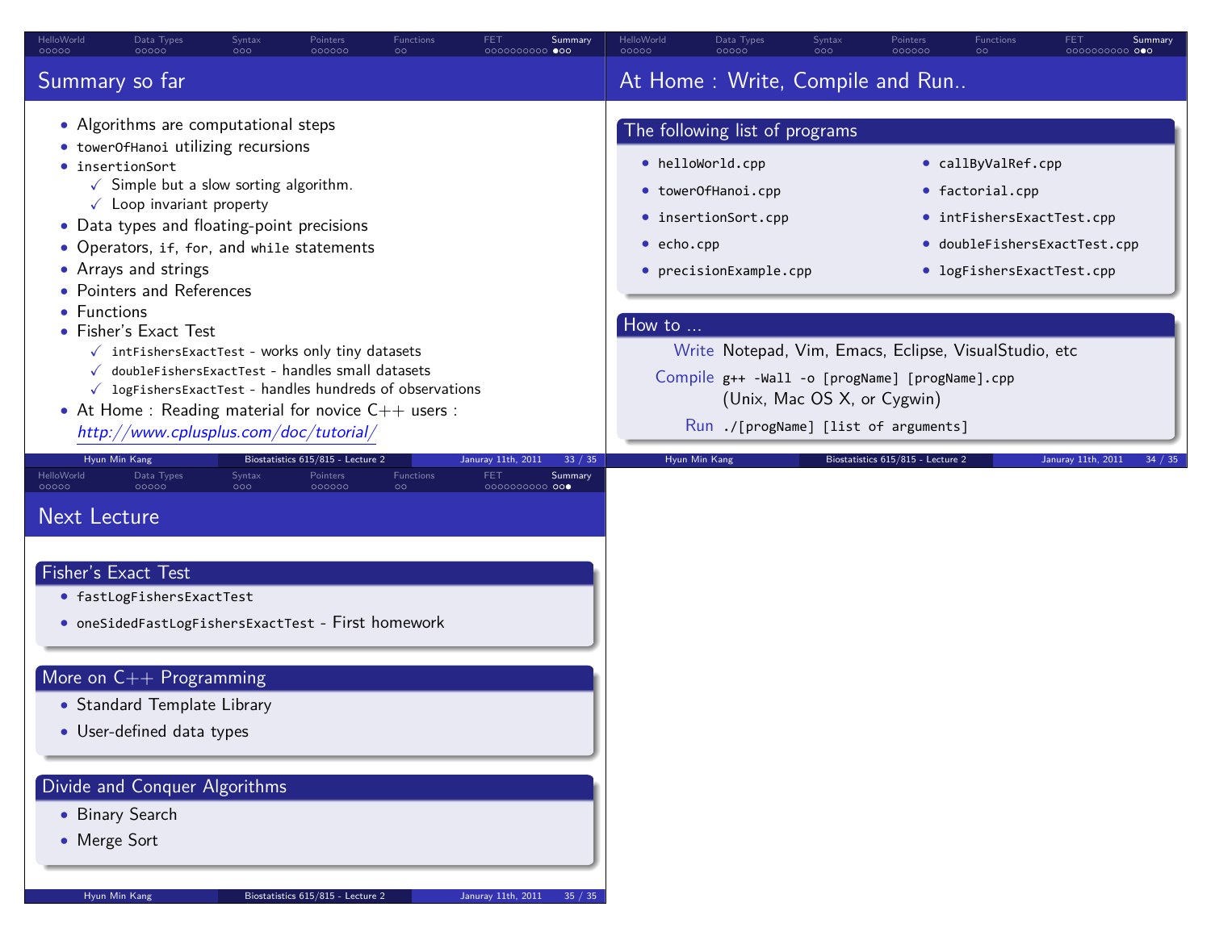## Summary so far

- Algorithms are computational steps
- `towerOfHanoi` utilizing recursions
- `insertionSort`
  - ✓ Simple but a slow sorting algorithm.
  - ✓ Loop invariant property
- Data types and floating-point precisions
- Operators, `if`, `for`, and `while` statements
- Arrays and strings
- Pointers and References
- Functions
- Fisher's Exact Test
  - ✓ `intFishersExactTest` - works only tiny datasets
  - ✓ `doubleFishersExactTest` - handles small datasets
  - ✓ `logFishersExactTest` - handles hundreds of observations
- At Home : Reading material for novice C++ users : *http://www.cplusplus.com/doc/tutorial/*

## At Home : Write, Compile and Run..

### The following list of programs

- `helloWorld.cpp`
- `towerOfHanoi.cpp`
- `insertionSort.cpp`
- `echo.cpp`
- `precisionExample.cpp`
- `callByValRef.cpp`
- `factorial.cpp`
- `intFishersExactTest.cpp`
- `doubleFishersExactTest.cpp`
- `logFishersExactTest.cpp`

### How to ...

**Write** Notepad, Vim, Emacs, Eclipse, VisualStudio, etc

**Compile** `g++ -Wall -o [progName] [progName].cpp`
(Unix, Mac OS X, or Cygwin)

**Run** `./[progName] [list of arguments]`

## Next Lecture

### Fisher's Exact Test

- `fastLogFishersExactTest`
- `oneSidedFastLogFishersExactTest` - First homework

### More on C++ Programming

- Standard Template Library
- User-defined data types

### Divide and Conquer Algorithms

- Binary Search
- Merge Sort